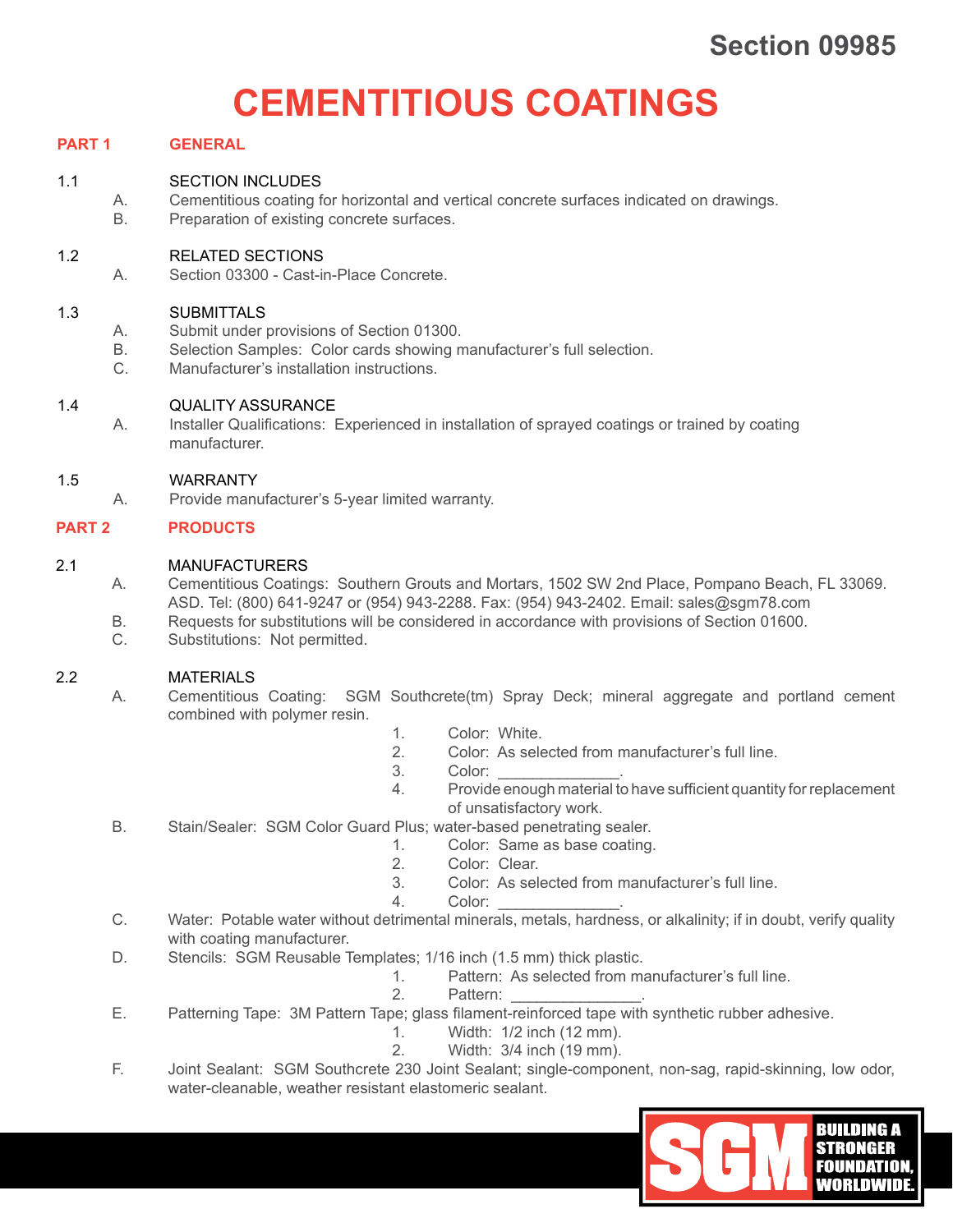Section 09985

# CEMENTITIOUS COATINGS

## PART 1 GENERAL

1.1 SECTION INCLUDES

A. Cementitious coating for horizontal and vertical concrete surfaces indicated on drawings.

B. Preparation of existing concrete surfaces.

1.2 RELATED SECTIONS

A. Section 03300 - Cast-in-Place Concrete.

1.3 SUBMITTALS

A. Submit under provisions of Section 01300.

B. Selection Samples: Color cards showing manufacturer's full selection.

C. Manufacturer's installation instructions.

1.4 QUALITY ASSURANCE

A. Installer Qualifications: Experienced in installation of sprayed coatings or trained by coating manufacturer.

1.5 WARRANTY

A. Provide manufacturer's 5-year limited warranty.

## PART 2 PRODUCTS

2.1 MANUFACTURERS

A. Cementitious Coatings: Southern Grouts and Mortars, 1502 SW 2nd Place, Pompano Beach, FL 33069. ASD. Tel: (800) 641-9247 or (954) 943-2288. Fax: (954) 943-2402. Email: sales@sgm78.com

B. Requests for substitutions will be considered in accordance with provisions of Section 01600.

C. Substitutions: Not permitted.

2.2 MATERIALS

A. Cementitious Coating: SGM Southcrete(tm) Spray Deck; mineral aggregate and portland cement combined with polymer resin.

1. Color: White.
2. Color: As selected from manufacturer's full line.
3. Color: ______________.
4. Provide enough material to have sufficient quantity for replacement of unsatisfactory work.

B. Stain/Sealer: SGM Color Guard Plus; water-based penetrating sealer.

1. Color: Same as base coating.
2. Color: Clear.
3. Color: As selected from manufacturer's full line.
4. Color: ______________.

C. Water: Potable water without detrimental minerals, metals, hardness, or alkalinity; if in doubt, verify quality with coating manufacturer.

D. Stencils: SGM Reusable Templates; 1/16 inch (1.5 mm) thick plastic.

1. Pattern: As selected from manufacturer's full line.
2. Pattern: _______________.

E. Patterning Tape: 3M Pattern Tape; glass filament-reinforced tape with synthetic rubber adhesive.

1. Width: 1/2 inch (12 mm).
2. Width: 3/4 inch (19 mm).

F. Joint Sealant: SGM Southcrete 230 Joint Sealant; single-component, non-sag, rapid-skinning, low odor, water-cleanable, weather resistant elastomeric sealant.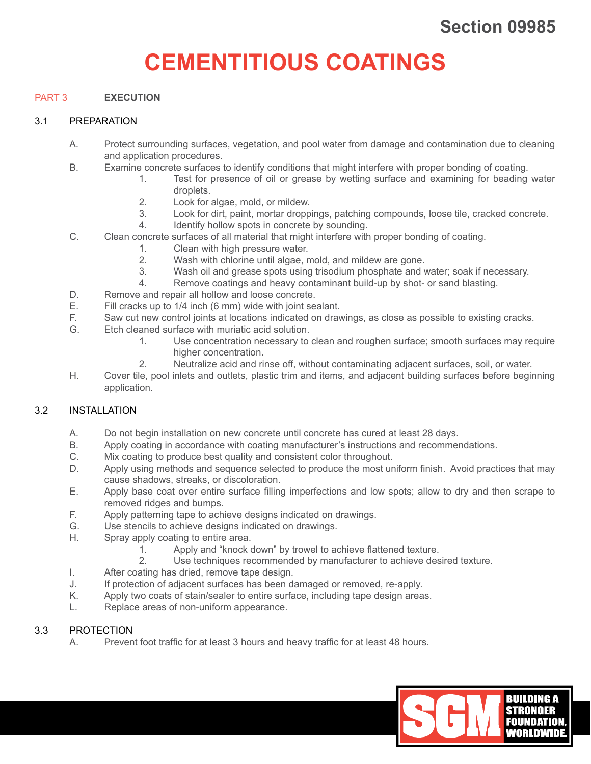Section 09985

# CEMENTITIOUS COATINGS

## PART 3 EXECUTION

### 3.1 PREPARATION

A. Protect surrounding surfaces, vegetation, and pool water from damage and contamination due to cleaning and application procedures.

B. Examine concrete surfaces to identify conditions that might interfere with proper bonding of coating.
   1. Test for presence of oil or grease by wetting surface and examining for beading water droplets.
   2. Look for algae, mold, or mildew.
   3. Look for dirt, paint, mortar droppings, patching compounds, loose tile, cracked concrete.
   4. Identify hollow spots in concrete by sounding.

C. Clean concrete surfaces of all material that might interfere with proper bonding of coating.
   1. Clean with high pressure water.
   2. Wash with chlorine until algae, mold, and mildew are gone.
   3. Wash oil and grease spots using trisodium phosphate and water; soak if necessary.
   4. Remove coatings and heavy contaminant build-up by shot- or sand blasting.

D. Remove and repair all hollow and loose concrete.

E. Fill cracks up to 1/4 inch (6 mm) wide with joint sealant.

F. Saw cut new control joints at locations indicated on drawings, as close as possible to existing cracks.

G. Etch cleaned surface with muriatic acid solution.
   1. Use concentration necessary to clean and roughen surface; smooth surfaces may require higher concentration.
   2. Neutralize acid and rinse off, without contaminating adjacent surfaces, soil, or water.

H. Cover tile, pool inlets and outlets, plastic trim and items, and adjacent building surfaces before beginning application.

### 3.2 INSTALLATION

A. Do not begin installation on new concrete until concrete has cured at least 28 days.

B. Apply coating in accordance with coating manufacturer's instructions and recommendations.

C. Mix coating to produce best quality and consistent color throughout.

D. Apply using methods and sequence selected to produce the most uniform finish. Avoid practices that may cause shadows, streaks, or discoloration.

E. Apply base coat over entire surface filling imperfections and low spots; allow to dry and then scrape to removed ridges and bumps.

F. Apply patterning tape to achieve designs indicated on drawings.

G. Use stencils to achieve designs indicated on drawings.

H. Spray apply coating to entire area.
   1. Apply and "knock down" by trowel to achieve flattened texture.
   2. Use techniques recommended by manufacturer to achieve desired texture.

I. After coating has dried, remove tape design.

J. If protection of adjacent surfaces has been damaged or removed, re-apply.

K. Apply two coats of stain/sealer to entire surface, including tape design areas.

L. Replace areas of non-uniform appearance.

### 3.3 PROTECTION

A. Prevent foot traffic for at least 3 hours and heavy traffic for at least 48 hours.

SGM BUILDING A STRONGER FOUNDATION, WORLDWIDE.